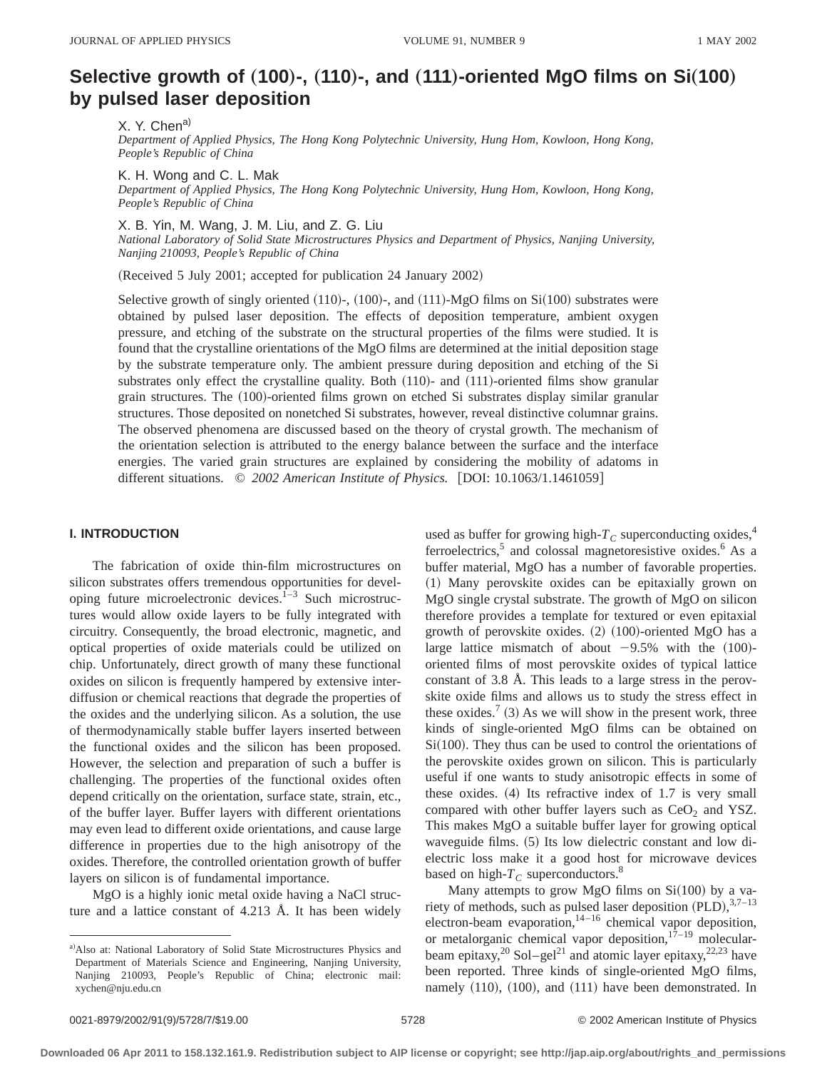# Selective growth of (100)-, (110)-, and (111)-oriented MgO films on Si(100) by pulsed laser deposition

X. Y. Chen[a)]
*Department of Applied Physics, The Hong Kong Polytechnic University, Hung Hom, Kowloon, Hong Kong, People's Republic of China*

K. H. Wong and C. L. Mak
*Department of Applied Physics, The Hong Kong Polytechnic University, Hung Hom, Kowloon, Hong Kong, People's Republic of China*

X. B. Yin, M. Wang, J. M. Liu, and Z. G. Liu
*National Laboratory of Solid State Microstructures Physics and Department of Physics, Nanjing University, Nanjing 210093, People's Republic of China*

(Received 5 July 2001; accepted for publication 24 January 2002)

Selective growth of singly oriented (110)-, (100)-, and (111)-MgO films on Si(100) substrates were obtained by pulsed laser deposition. The effects of deposition temperature, ambient oxygen pressure, and etching of the substrate on the structural properties of the films were studied. It is found that the crystalline orientations of the MgO films are determined at the initial deposition stage by the substrate temperature only. The ambient pressure during deposition and etching of the Si substrates only effect the crystalline quality. Both (110)- and (111)-oriented films show granular grain structures. The (100)-oriented films grown on etched Si substrates display similar granular structures. Those deposited on nonetched Si substrates, however, reveal distinctive columnar grains. The observed phenomena are discussed based on the theory of crystal growth. The mechanism of the orientation selection is attributed to the energy balance between the surface and the interface energies. The varied grain structures are explained by considering the mobility of adatoms in different situations. © *2002 American Institute of Physics.* [DOI: 10.1063/1.1461059]

## I. INTRODUCTION

The fabrication of oxide thin-film microstructures on silicon substrates offers tremendous opportunities for developing future microelectronic devices.[1–3] Such microstructures would allow oxide layers to be fully integrated with circuitry. Consequently, the broad electronic, magnetic, and optical properties of oxide materials could be utilized on chip. Unfortunately, direct growth of many these functional oxides on silicon is frequently hampered by extensive interdiffusion or chemical reactions that degrade the properties of the oxides and the underlying silicon. As a solution, the use of thermodynamically stable buffer layers inserted between the functional oxides and the silicon has been proposed. However, the selection and preparation of such a buffer is challenging. The properties of the functional oxides often depend critically on the orientation, surface state, strain, etc., of the buffer layer. Buffer layers with different orientations may even lead to different oxide orientations, and cause large difference in properties due to the high anisotropy of the oxides. Therefore, the controlled orientation growth of buffer layers on silicon is of fundamental importance.

MgO is a highly ionic metal oxide having a NaCl structure and a lattice constant of 4.213 Å. It has been widely used as buffer for growing high-$T_C$ superconducting oxides,[4] ferroelectrics,[5] and colossal magnetoresistive oxides.[6] As a buffer material, MgO has a number of favorable properties. (1) Many perovskite oxides can be epitaxially grown on MgO single crystal substrate. The growth of MgO on silicon therefore provides a template for textured or even epitaxial growth of perovskite oxides. (2) (100)-oriented MgO has a large lattice mismatch of about −9.5% with the (100)-oriented films of most perovskite oxides of typical lattice constant of 3.8 Å. This leads to a large stress in the perovskite oxide films and allows us to study the stress effect in these oxides.[7] (3) As we will show in the present work, three kinds of single-oriented MgO films can be obtained on Si(100). They thus can be used to control the orientations of the perovskite oxides grown on silicon. This is particularly useful if one wants to study anisotropic effects in some of these oxides. (4) Its refractive index of 1.7 is very small compared with other buffer layers such as $CeO_2$ and YSZ. This makes MgO a suitable buffer layer for growing optical waveguide films. (5) Its low dielectric constant and low dielectric loss make it a good host for microwave devices based on high-$T_C$ superconductors.[8]

Many attempts to grow MgO films on Si(100) by a variety of methods, such as pulsed laser deposition (PLD),[3,7–13] electron-beam evaporation,[14–16] chemical vapor deposition, or metalorganic chemical vapor deposition,[17–19] molecular-beam epitaxy,[20] Sol–gel[21] and atomic layer epitaxy,[22,23] have been reported. Three kinds of single-oriented MgO films, namely (110), (100), and (111) have been demonstrated. In

[a)]Also at: National Laboratory of Solid State Microstructures Physics and Department of Materials Science and Engineering, Nanjing University, Nanjing 210093, People's Republic of China; electronic mail: xychen@nju.edu.cn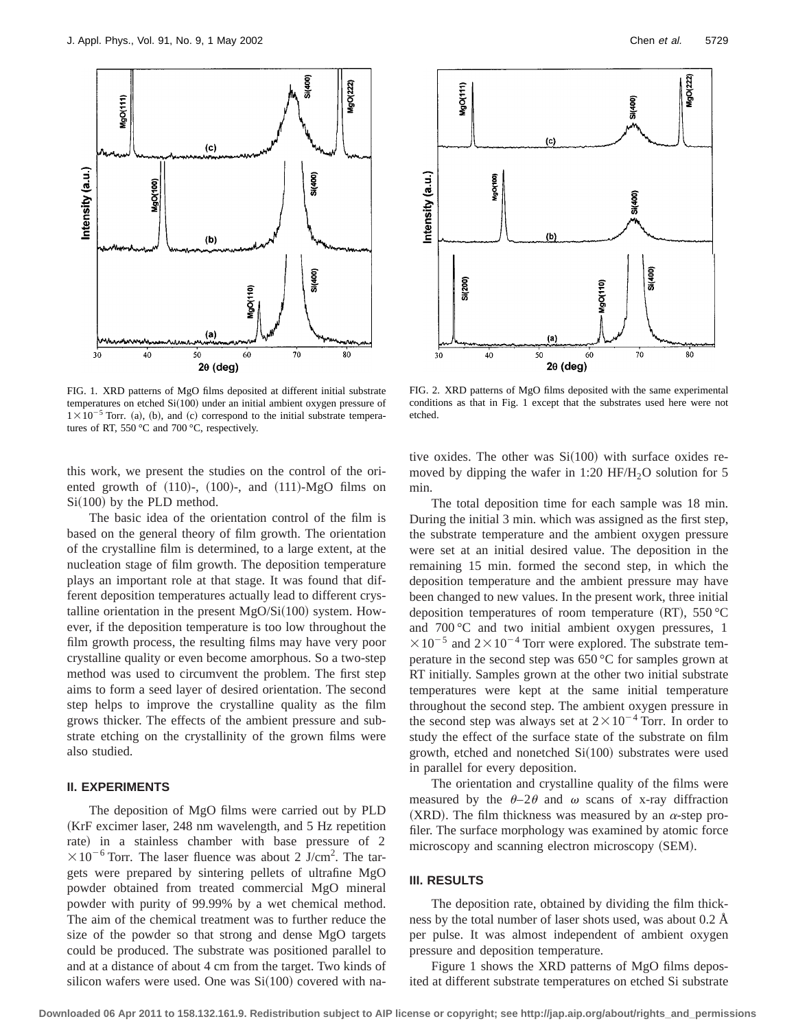FIG. 1. XRD patterns of MgO films deposited at different initial substrate temperatures on etched Si(100) under an initial ambient oxygen pressure of $1\times10^{-5}$ Torr. (a), (b), and (c) correspond to the initial substrate temperatures of RT, 550 °C and 700 °C, respectively.

FIG. 2. XRD patterns of MgO films deposited with the same experimental conditions as that in Fig. 1 except that the substrates used here were not etched.

this work, we present the studies on the control of the oriented growth of (110)-, (100)-, and (111)-MgO films on Si(100) by the PLD method.

The basic idea of the orientation control of the film is based on the general theory of film growth. The orientation of the crystalline film is determined, to a large extent, at the nucleation stage of film growth. The deposition temperature plays an important role at that stage. It was found that different deposition temperatures actually lead to different crystalline orientation in the present MgO/Si(100) system. However, if the deposition temperature is too low throughout the film growth process, the resulting films may have very poor crystalline quality or even become amorphous. So a two-step method was used to circumvent the problem. The first step aims to form a seed layer of desired orientation. The second step helps to improve the crystalline quality as the film grows thicker. The effects of the ambient pressure and substrate etching on the crystallinity of the grown films were also studied.

## II. EXPERIMENTS

The deposition of MgO films were carried out by PLD (KrF excimer laser, 248 nm wavelength, and 5 Hz repetition rate) in a stainless chamber with base pressure of $2\times10^{-6}$ Torr. The laser fluence was about 2 J/cm$^2$. The targets were prepared by sintering pellets of ultrafine MgO powder obtained from treated commercial MgO mineral powder with purity of 99.99% by a wet chemical method. The aim of the chemical treatment was to further reduce the size of the powder so that strong and dense MgO targets could be produced. The substrate was positioned parallel to and at a distance of about 4 cm from the target. Two kinds of silicon wafers were used. One was Si(100) covered with native oxides. The other was Si(100) with surface oxides removed by dipping the wafer in 1:20 HF/$H_2O$ solution for 5 min.

The total deposition time for each sample was 18 min. During the initial 3 min. which was assigned as the first step, the substrate temperature and the ambient oxygen pressure were set at an initial desired value. The deposition in the remaining 15 min. formed the second step, in which the deposition temperature and the ambient pressure may have been changed to new values. In the present work, three initial deposition temperatures of room temperature (RT), 550 °C and 700 °C and two initial ambient oxygen pressures, $1\times10^{-5}$ and $2\times10^{-4}$ Torr were explored. The substrate temperature in the second step was 650 °C for samples grown at RT initially. Samples grown at the other two initial substrate temperatures were kept at the same initial temperature throughout the second step. The ambient oxygen pressure in the second step was always set at $2\times10^{-4}$ Torr. In order to study the effect of the surface state of the substrate on film growth, etched and nonetched Si(100) substrates were used in parallel for every deposition.

The orientation and crystalline quality of the films were measured by the $\theta$–$2\theta$ and $\omega$ scans of x-ray diffraction (XRD). The film thickness was measured by an $\alpha$-step profiler. The surface morphology was examined by atomic force microscopy and scanning electron microscopy (SEM).

## III. RESULTS

The deposition rate, obtained by dividing the film thickness by the total number of laser shots used, was about 0.2 Å per pulse. It was almost independent of ambient oxygen pressure and deposition temperature.

Figure 1 shows the XRD patterns of MgO films deposited at different substrate temperatures on etched Si substrate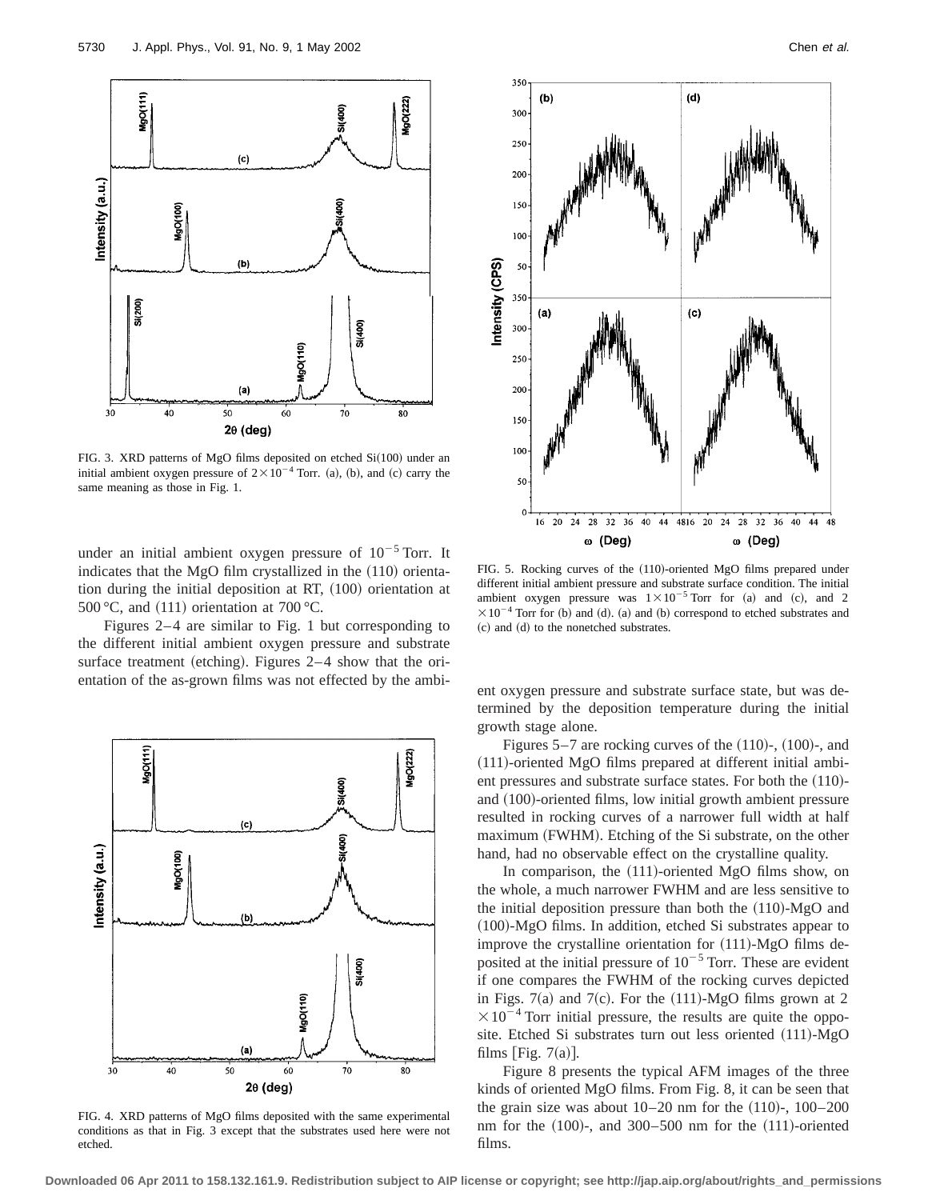FIG. 3. XRD patterns of MgO films deposited on etched Si(100) under an initial ambient oxygen pressure of $2\times10^{-4}$ Torr. (a), (b), and (c) carry the same meaning as those in Fig. 1.

FIG. 5. Rocking curves of the (110)-oriented MgO films prepared under different initial ambient pressure and substrate surface condition. The initial ambient oxygen pressure was $1\times10^{-5}$ Torr for (a) and (c), and $2\times10^{-4}$ Torr for (b) and (d). (a) and (b) correspond to etched substrates and (c) and (d) to the nonetched substrates.

under an initial ambient oxygen pressure of $10^{-5}$ Torr. It indicates that the MgO film crystallized in the (110) orientation during the initial deposition at RT, (100) orientation at 500 °C, and (111) orientation at 700 °C.

Figures 2–4 are similar to Fig. 1 but corresponding to the different initial ambient oxygen pressure and substrate surface treatment (etching). Figures 2–4 show that the orientation of the as-grown films was not effected by the ambient oxygen pressure and substrate surface state, but was determined by the deposition temperature during the initial growth stage alone.

FIG. 4. XRD patterns of MgO films deposited with the same experimental conditions as that in Fig. 3 except that the substrates used here were not etched.

Figures 5–7 are rocking curves of the (110)-, (100)-, and (111)-oriented MgO films prepared at different initial ambient pressures and substrate surface states. For both the (110)- and (100)-oriented films, low initial growth ambient pressure resulted in rocking curves of a narrower full width at half maximum (FWHM). Etching of the Si substrate, on the other hand, had no observable effect on the crystalline quality.

In comparison, the (111)-oriented MgO films show, on the whole, a much narrower FWHM and are less sensitive to the initial deposition pressure than both the (110)-MgO and (100)-MgO films. In addition, etched Si substrates appear to improve the crystalline orientation for (111)-MgO films deposited at the initial pressure of $10^{-5}$ Torr. These are evident if one compares the FWHM of the rocking curves depicted in Figs. 7(a) and 7(c). For the (111)-MgO films grown at $2\times10^{-4}$ Torr initial pressure, the results are quite the opposite. Etched Si substrates turn out less oriented (111)-MgO films [Fig. 7(a)].

Figure 8 presents the typical AFM images of the three kinds of oriented MgO films. From Fig. 8, it can be seen that the grain size was about 10–20 nm for the (110)-, 100–200 nm for the (100)-, and 300–500 nm for the (111)-oriented films.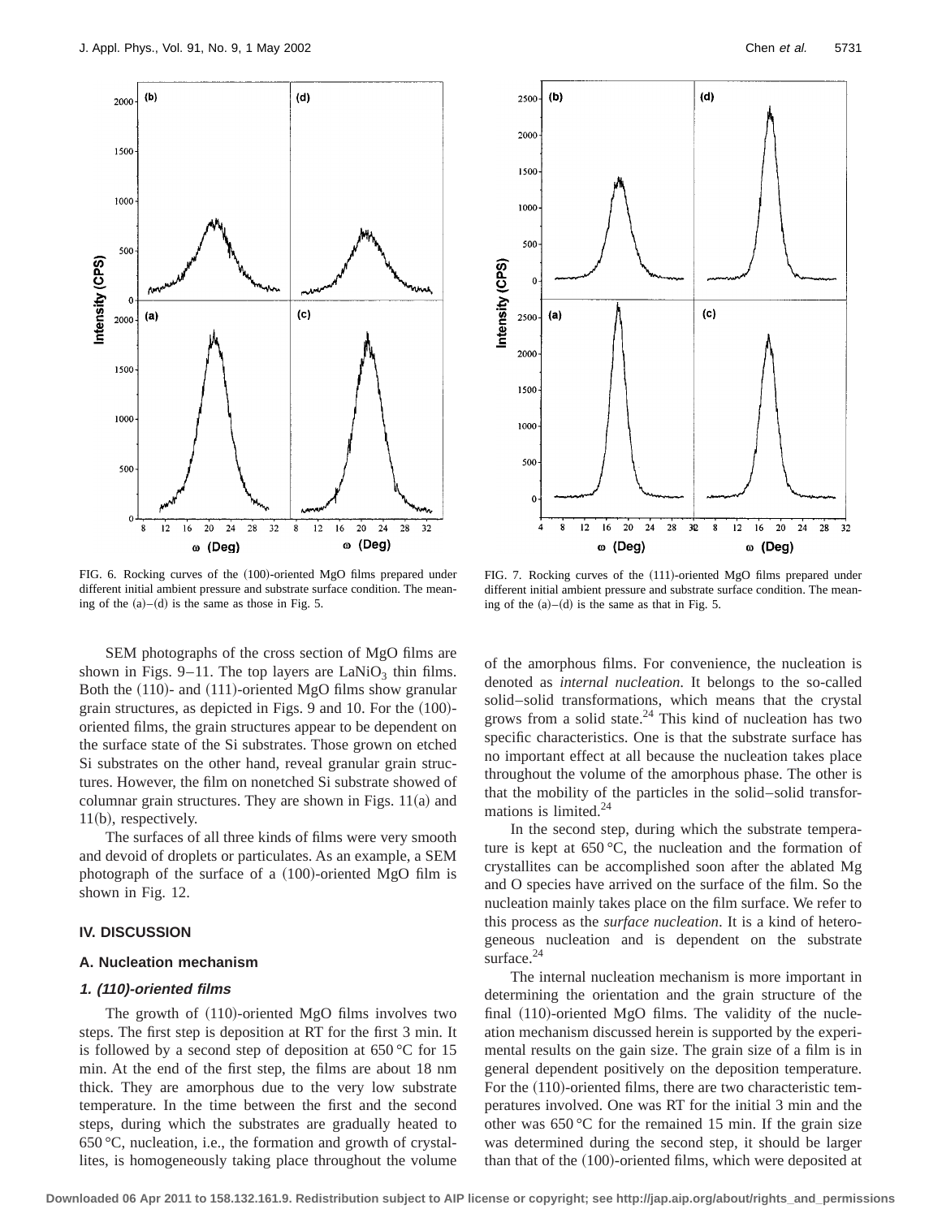FIG. 6. Rocking curves of the (100)-oriented MgO films prepared under different initial ambient pressure and substrate surface condition. The meaning of the (a)–(d) is the same as those in Fig. 5.

FIG. 7. Rocking curves of the (111)-oriented MgO films prepared under different initial ambient pressure and substrate surface condition. The meaning of the (a)–(d) is the same as that in Fig. 5.

SEM photographs of the cross section of MgO films are shown in Figs. 9–11. The top layers are $LaNiO_3$ thin films. Both the (110)- and (111)-oriented MgO films show granular grain structures, as depicted in Figs. 9 and 10. For the (100)-oriented films, the grain structures appear to be dependent on the surface state of the Si substrates. Those grown on etched Si substrates on the other hand, reveal granular grain structures. However, the film on nonetched Si substrate showed of columnar grain structures. They are shown in Figs. 11(a) and 11(b), respectively.

The surfaces of all three kinds of films were very smooth and devoid of droplets or particulates. As an example, a SEM photograph of the surface of a (100)-oriented MgO film is shown in Fig. 12.

## IV. DISCUSSION

### A. Nucleation mechanism

#### 1. (110)-oriented films

The growth of (110)-oriented MgO films involves two steps. The first step is deposition at RT for the first 3 min. It is followed by a second step of deposition at 650 °C for 15 min. At the end of the first step, the films are about 18 nm thick. They are amorphous due to the very low substrate temperature. In the time between the first and the second steps, during which the substrates are gradually heated to 650 °C, nucleation, i.e., the formation and growth of crystallites, is homogeneously taking place throughout the volume of the amorphous films. For convenience, the nucleation is denoted as *internal nucleation.* It belongs to the so-called solid–solid transformations, which means that the crystal grows from a solid state.[24] This kind of nucleation has two specific characteristics. One is that the substrate surface has no important effect at all because the nucleation takes place throughout the volume of the amorphous phase. The other is that the mobility of the particles in the solid–solid transformations is limited.[24]

In the second step, during which the substrate temperature is kept at 650 °C, the nucleation and the formation of crystallites can be accomplished soon after the ablated Mg and O species have arrived on the surface of the film. So the nucleation mainly takes place on the film surface. We refer to this process as the *surface nucleation*. It is a kind of heterogeneous nucleation and is dependent on the substrate surface.[24]

The internal nucleation mechanism is more important in determining the orientation and the grain structure of the final (110)-oriented MgO films. The validity of the nucleation mechanism discussed herein is supported by the experimental results on the gain size. The grain size of a film is in general dependent positively on the deposition temperature. For the (110)-oriented films, there are two characteristic temperatures involved. One was RT for the initial 3 min and the other was 650 °C for the remained 15 min. If the grain size was determined during the second step, it should be larger than that of the (100)-oriented films, which were deposited at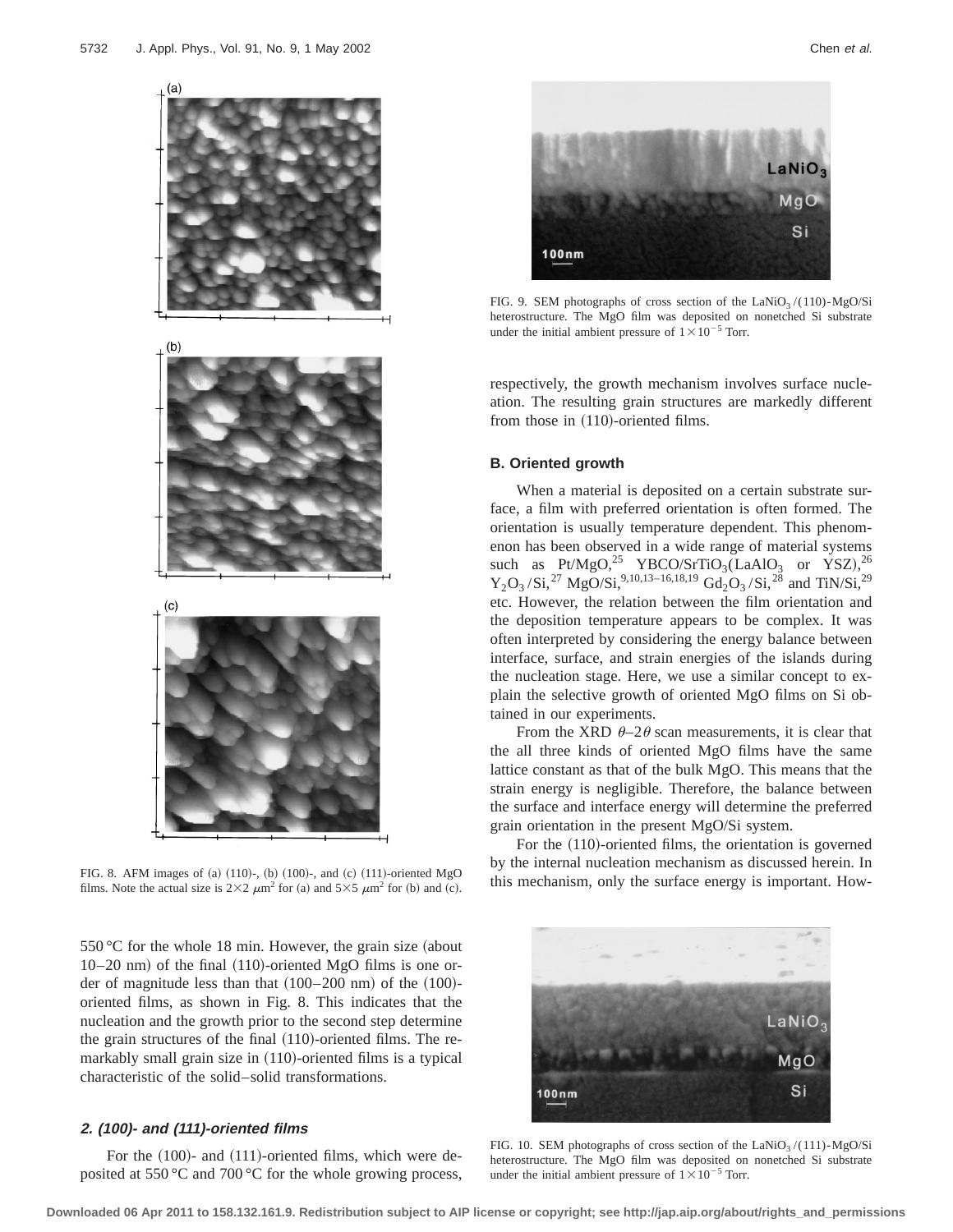FIG. 8. AFM images of (a) (110)-, (b) (100)-, and (c) (111)-oriented MgO films. Note the actual size is $2\times2$ $\mu m^2$ for (a) and $5\times5$ $\mu m^2$ for (b) and (c).

$550\,°C$ for the whole 18 min. However, the grain size (about 10–20 nm) of the final (110)-oriented MgO films is one order of magnitude less than that (100–200 nm) of the (100)-oriented films, as shown in Fig. 8. This indicates that the nucleation and the growth prior to the second step determine the grain structures of the final (110)-oriented films. The remarkably small grain size in (110)-oriented films is a typical characteristic of the solid–solid transformations.

### *2. (100)- and (111)-oriented films*

For the (100)- and (111)-oriented films, which were deposited at $550\,°C$ and $700\,°C$ for the whole growing process, respectively, the growth mechanism involves surface nucleation. The resulting grain structures are markedly different from those in (110)-oriented films.

FIG. 9. SEM photographs of cross section of the $LaNiO_3$/(110)-MgO/Si heterostructure. The MgO film was deposited on nonetched Si substrate under the initial ambient pressure of $1\times10^{-5}$ Torr.

## B. Oriented growth

When a material is deposited on a certain substrate surface, a film with preferred orientation is often formed. The orientation is usually temperature dependent. This phenomenon has been observed in a wide range of material systems such as Pt/MgO,[25] YBCO/$SrTiO_3$($LaAlO_3$ or YSZ),[26] $Y_2O_3$/Si,[27] MgO/Si,[9,10,13–16,18,19] $Gd_2O_3$/Si,[28] and TiN/Si,[29] etc. However, the relation between the film orientation and the deposition temperature appears to be complex. It was often interpreted by considering the energy balance between interface, surface, and strain energies of the islands during the nucleation stage. Here, we use a similar concept to explain the selective growth of oriented MgO films on Si obtained in our experiments.

From the XRD $\theta$–$2\theta$ scan measurements, it is clear that the all three kinds of oriented MgO films have the same lattice constant as that of the bulk MgO. This means that the strain energy is negligible. Therefore, the balance between the surface and interface energy will determine the preferred grain orientation in the present MgO/Si system.

For the (110)-oriented films, the orientation is governed by the internal nucleation mechanism as discussed herein. In this mechanism, only the surface energy is important. How-

FIG. 10. SEM photographs of cross section of the $LaNiO_3$/(111)-MgO/Si heterostructure. The MgO film was deposited on nonetched Si substrate under the initial ambient pressure of $1\times10^{-5}$ Torr.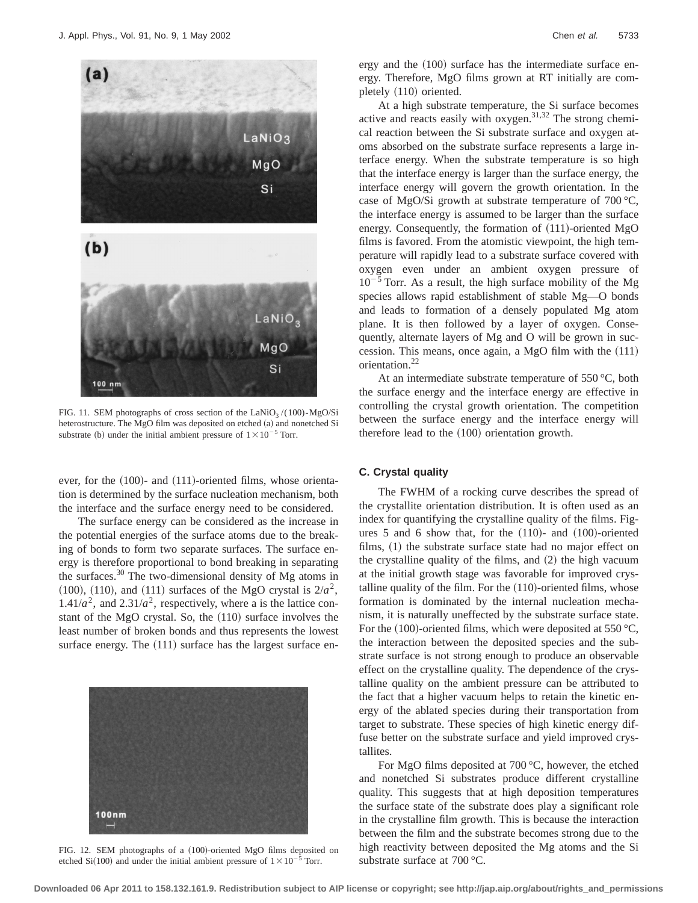FIG. 11. SEM photographs of cross section of the $LaNiO_3$/(100)-MgO/Si heterostructure. The MgO film was deposited on etched (a) and nonetched Si substrate (b) under the initial ambient pressure of $1\times10^{-5}$ Torr.

ever, for the (100)- and (111)-oriented films, whose orientation is determined by the surface nucleation mechanism, both the interface and the surface energy need to be considered.

The surface energy can be considered as the increase in the potential energies of the surface atoms due to the breaking of bonds to form two separate surfaces. The surface energy is therefore proportional to bond breaking in separating the surfaces.[30] The two-dimensional density of Mg atoms in (100), (110), and (111) surfaces of the MgO crystal is $2/a^2$, $1.41/a^2$, and $2.31/a^2$, respectively, where a is the lattice constant of the MgO crystal. So, the (110) surface involves the least number of broken bonds and thus represents the lowest surface energy. The (111) surface has the largest surface energy and the (100) surface has the intermediate surface energy. Therefore, MgO films grown at RT initially are completely (110) oriented.

At a high substrate temperature, the Si surface becomes active and reacts easily with oxygen.[31,32] The strong chemical reaction between the Si substrate surface and oxygen atoms absorbed on the substrate surface represents a large interface energy. When the substrate temperature is so high that the interface energy is larger than the surface energy, the interface energy will govern the growth orientation. In the case of MgO/Si growth at substrate temperature of 700 °C, the interface energy is assumed to be larger than the surface energy. Consequently, the formation of (111)-oriented MgO films is favored. From the atomistic viewpoint, the high temperature will rapidly lead to a substrate surface covered with oxygen even under an ambient oxygen pressure of $10^{-5}$ Torr. As a result, the high surface mobility of the Mg species allows rapid establishment of stable Mg—O bonds and leads to formation of a densely populated Mg atom plane. It is then followed by a layer of oxygen. Consequently, alternate layers of Mg and O will be grown in succession. This means, once again, a MgO film with the (111) orientation.[22]

At an intermediate substrate temperature of 550 °C, both the surface energy and the interface energy are effective in controlling the crystal growth orientation. The competition between the surface energy and the interface energy will therefore lead to the (100) orientation growth.

FIG. 12. SEM photographs of a (100)-oriented MgO films deposited on etched Si(100) and under the initial ambient pressure of $1\times10^{-5}$ Torr.

### C. Crystal quality

The FWHM of a rocking curve describes the spread of the crystallite orientation distribution. It is often used as an index for quantifying the crystalline quality of the films. Figures 5 and 6 show that, for the (110)- and (100)-oriented films, (1) the substrate surface state had no major effect on the crystalline quality of the films, and (2) the high vacuum at the initial growth stage was favorable for improved crystalline quality of the film. For the (110)-oriented films, whose formation is dominated by the internal nucleation mechanism, it is naturally uneffected by the substrate surface state. For the (100)-oriented films, which were deposited at 550 °C, the interaction between the deposited species and the substrate surface is not strong enough to produce an observable effect on the crystalline quality. The dependence of the crystalline quality on the ambient pressure can be attributed to the fact that a higher vacuum helps to retain the kinetic energy of the ablated species during their transportation from target to substrate. These species of high kinetic energy diffuse better on the substrate surface and yield improved crystallites.

For MgO films deposited at 700 °C, however, the etched and nonetched Si substrates produce different crystalline quality. This suggests that at high deposition temperatures the surface state of the substrate does play a significant role in the crystalline film growth. This is because the interaction between the film and the substrate becomes strong due to the high reactivity between deposited the Mg atoms and the Si substrate surface at 700 °C.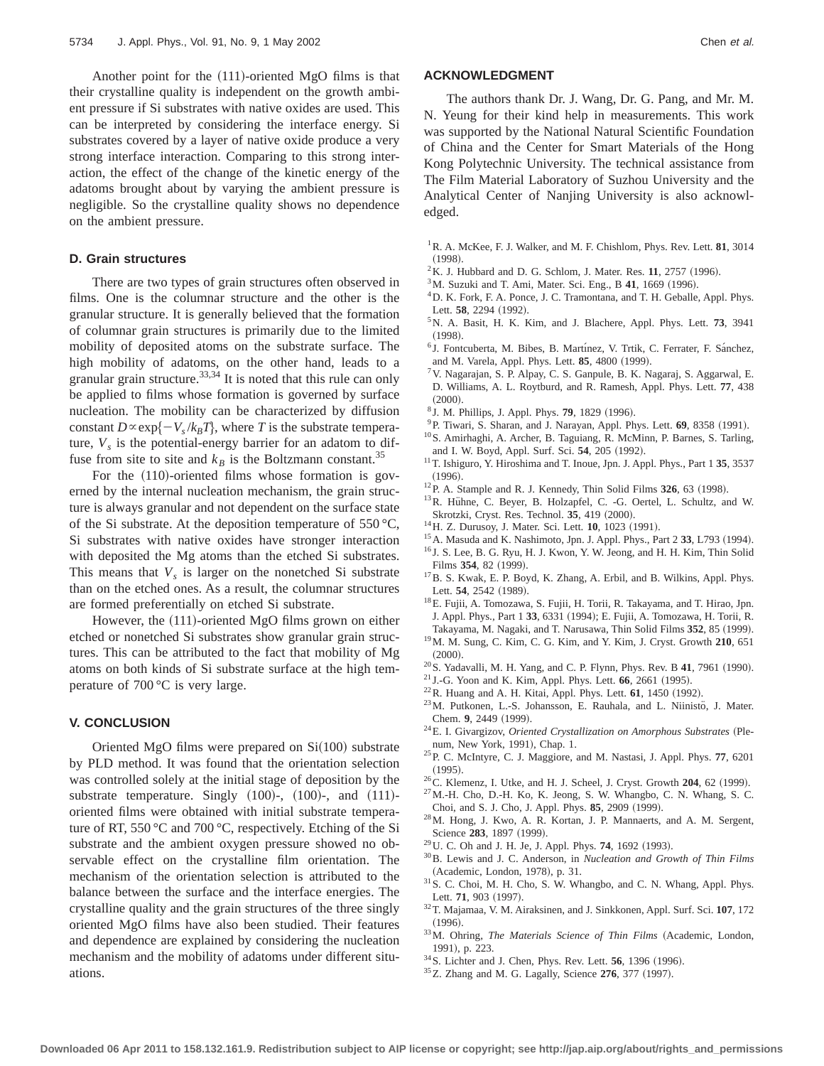Another point for the (111)-oriented MgO films is that their crystalline quality is independent on the growth ambient pressure if Si substrates with native oxides are used. This can be interpreted by considering the interface energy. Si substrates covered by a layer of native oxide produce a very strong interface interaction. Comparing to this strong interaction, the effect of the change of the kinetic energy of the adatoms brought about by varying the ambient pressure is negligible. So the crystalline quality shows no dependence on the ambient pressure.

### D. Grain structures

There are two types of grain structures often observed in films. One is the columnar structure and the other is the granular structure. It is generally believed that the formation of columnar grain structures is primarily due to the limited mobility of deposited atoms on the substrate surface. The high mobility of adatoms, on the other hand, leads to a granular grain structure.[33,34] It is noted that this rule can only be applied to films whose formation is governed by surface nucleation. The mobility can be characterized by diffusion constant $D \propto \exp\{-V_s/k_B T\}$, where $T$ is the substrate temperature, $V_s$ is the potential-energy barrier for an adatom to diffuse from site to site and $k_B$ is the Boltzmann constant.[35]

For the (110)-oriented films whose formation is governed by the internal nucleation mechanism, the grain structure is always granular and not dependent on the surface state of the Si substrate. At the deposition temperature of 550 °C, Si substrates with native oxides have stronger interaction with deposited the Mg atoms than the etched Si substrates. This means that $V_s$ is larger on the nonetched Si substrate than on the etched ones. As a result, the columnar structures are formed preferentially on etched Si substrate.

However, the (111)-oriented MgO films grown on either etched or nonetched Si substrates show granular grain structures. This can be attributed to the fact that mobility of Mg atoms on both kinds of Si substrate surface at the high temperature of 700 °C is very large.

## V. CONCLUSION

Oriented MgO films were prepared on Si(100) substrate by PLD method. It was found that the orientation selection was controlled solely at the initial stage of deposition by the substrate temperature. Singly (100)-, (100)-, and (111)-oriented films were obtained with initial substrate temperature of RT, 550 °C and 700 °C, respectively. Etching of the Si substrate and the ambient oxygen pressure showed no observable effect on the crystalline film orientation. The mechanism of the orientation selection is attributed to the balance between the surface and the interface energies. The crystalline quality and the grain structures of the three singly oriented MgO films have also been studied. Their features and dependence are explained by considering the nucleation mechanism and the mobility of adatoms under different situations.

## ACKNOWLEDGMENT

The authors thank Dr. J. Wang, Dr. G. Pang, and Mr. M. N. Yeung for their kind help in measurements. This work was supported by the National Natural Scientific Foundation of China and the Center for Smart Materials of the Hong Kong Polytechnic University. The technical assistance from The Film Material Laboratory of Suzhou University and the Analytical Center of Nanjing University is also acknowledged.

[1] R. A. McKee, F. J. Walker, and M. F. Chishlom, Phys. Rev. Lett. **81**, 3014 (1998).
[2] K. J. Hubbard and D. G. Schlom, J. Mater. Res. **11**, 2757 (1996).
[3] M. Suzuki and T. Ami, Mater. Sci. Eng., B **41**, 1669 (1996).
[4] D. K. Fork, F. A. Ponce, J. C. Tramontana, and T. H. Geballe, Appl. Phys. Lett. **58**, 2294 (1992).
[5] N. A. Basit, H. K. Kim, and J. Blachere, Appl. Phys. Lett. **73**, 3941 (1998).
[6] J. Fontcuberta, M. Bibes, B. Martínez, V. Trtik, C. Ferrater, F. Sánchez, and M. Varela, Appl. Phys. Lett. **85**, 4800 (1999).
[7] V. Nagarajan, S. P. Alpay, C. S. Ganpule, B. K. Nagaraj, S. Aggarwal, E. D. Williams, A. L. Roytburd, and R. Ramesh, Appl. Phys. Lett. **77**, 438 (2000).
[8] J. M. Phillips, J. Appl. Phys. **79**, 1829 (1996).
[9] P. Tiwari, S. Sharan, and J. Narayan, Appl. Phys. Lett. **69**, 8358 (1991).
[10] S. Amirhaghi, A. Archer, B. Taguiang, R. McMinn, P. Barnes, S. Tarling, and I. W. Boyd, Appl. Surf. Sci. **54**, 205 (1992).
[11] T. Ishiguro, Y. Hiroshima and T. Inoue, Jpn. J. Appl. Phys., Part 1 **35**, 3537 (1996).
[12] P. A. Stample and R. J. Kennedy, Thin Solid Films **326**, 63 (1998).
[13] R. Hühne, C. Beyer, B. Holzapfel, C. -G. Oertel, L. Schultz, and W. Skrotzki, Cryst. Res. Technol. **35**, 419 (2000).
[14] H. Z. Durusoy, J. Mater. Sci. Lett. **10**, 1023 (1991).
[15] A. Masuda and K. Nashimoto, Jpn. J. Appl. Phys., Part 2 **33**, L793 (1994).
[16] J. S. Lee, B. G. Ryu, H. J. Kwon, Y. W. Jeong, and H. H. Kim, Thin Solid Films **354**, 82 (1999).
[17] B. S. Kwak, E. P. Boyd, K. Zhang, A. Erbil, and B. Wilkins, Appl. Phys. Lett. **54**, 2542 (1989).
[18] E. Fujii, A. Tomozawa, S. Fujii, H. Torii, R. Takayama, and T. Hirao, Jpn. J. Appl. Phys., Part 1 **33**, 6331 (1994); E. Fujii, A. Tomozawa, H. Torii, R. Takayama, M. Nagaki, and T. Narusawa, Thin Solid Films **352**, 85 (1999).
[19] M. M. Sung, C. Kim, C. G. Kim, and Y. Kim, J. Cryst. Growth **210**, 651 (2000).
[20] S. Yadavalli, M. H. Yang, and C. P. Flynn, Phys. Rev. B **41**, 7961 (1990).
[21] J.-G. Yoon and K. Kim, Appl. Phys. Lett. **66**, 2661 (1995).
[22] R. Huang and A. H. Kitai, Appl. Phys. Lett. **61**, 1450 (1992).
[23] M. Putkonen, L.-S. Johansson, E. Rauhala, and L. Niinistö, J. Mater. Chem. **9**, 2449 (1999).
[24] E. I. Givargizov, *Oriented Crystallization on Amorphous Substrates* (Plenum, New York, 1991), Chap. 1.
[25] P. C. McIntyre, C. J. Maggiore, and M. Nastasi, J. Appl. Phys. **77**, 6201 (1995).
[26] C. Klemenz, I. Utke, and H. J. Scheel, J. Cryst. Growth **204**, 62 (1999).
[27] M.-H. Cho, D.-H. Ko, K. Jeong, S. W. Whangbo, C. N. Whang, S. C. Choi, and S. J. Cho, J. Appl. Phys. **85**, 2909 (1999).
[28] M. Hong, J. Kwo, A. R. Kortan, J. P. Mannaerts, and A. M. Sergent, Science **283**, 1897 (1999).
[29] U. C. Oh and J. H. Je, J. Appl. Phys. **74**, 1692 (1993).
[30] B. Lewis and J. C. Anderson, in *Nucleation and Growth of Thin Films* (Academic, London, 1978), p. 31.
[31] S. C. Choi, M. H. Cho, S. W. Whangbo, and C. N. Whang, Appl. Phys. Lett. **71**, 903 (1997).
[32] T. Majamaa, V. M. Airaksinen, and J. Sinkkonen, Appl. Surf. Sci. **107**, 172 (1996).
[33] M. Ohring, *The Materials Science of Thin Films* (Academic, London, 1991), p. 223.
[34] S. Lichter and J. Chen, Phys. Rev. Lett. **56**, 1396 (1996).
[35] Z. Zhang and M. G. Lagally, Science **276**, 377 (1997).